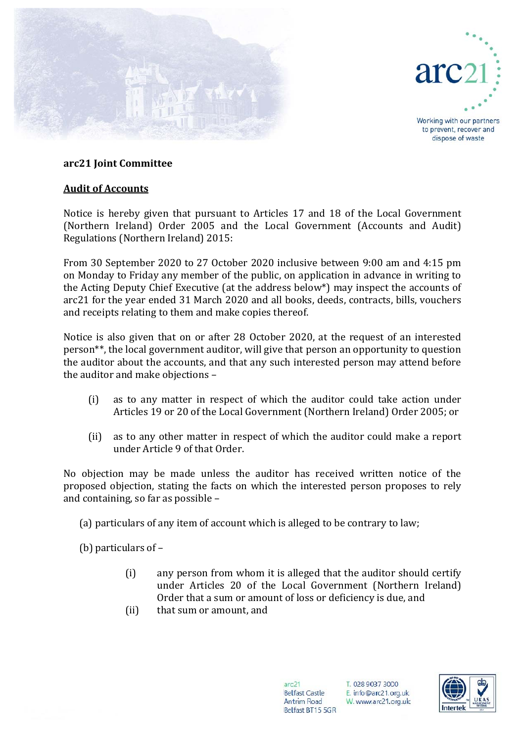arc21

Working with our partners to prevent, recover and dispose of waste

**arc21 Joint Committee**

**<u>Audit of Accounts</u>**

Notice is hereby given that pursuant to Articles 17 and 18 of the Local Government (Northern Ireland) Order 2005 and the Local Government (Accounts and Audit) Regulations (Northern Ireland) 2015:

From 30 September 2020 to 27 October 2020 inclusive between 9:00 am and 4:15 pm on Monday to Friday any member of the public, on application in advance in writing to the Acting Deputy Chief Executive (at the address below*) may inspect the accounts of arc21 for the year ended 31 March 2020 and all books, deeds, contracts, bills, vouchers and receipts relating to them and make copies thereof.

Notice is also given that on or after 28 October 2020, at the request of an interested person**, the local government auditor, will give that person an opportunity to question the auditor about the accounts, and that any such interested person may attend before the auditor and make objections –

(i) as to any matter in respect of which the auditor could take action under Articles 19 or 20 of the Local Government (Northern Ireland) Order 2005; or

(ii) as to any other matter in respect of which the auditor could make a report under Article 9 of that Order.

No objection may be made unless the auditor has received written notice of the proposed objection, stating the facts on which the interested person proposes to rely and containing, so far as possible –

(a) particulars of any item of account which is alleged to be contrary to law;

(b) particulars of –

(i) any person from whom it is alleged that the auditor should certify under Articles 20 of the Local Government (Northern Ireland) Order that a sum or amount of loss or deficiency is due, and

(ii) that sum or amount, and

arc21
Belfast Castle
Antrim Road
Belfast BT15 5GR

T. 028 9037 3000
E. info@arc21.org.uk
W. www.arc21.org.uk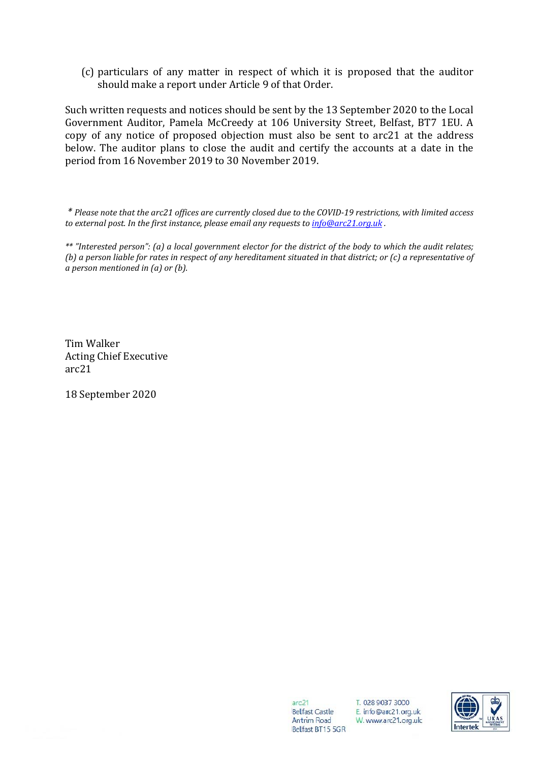(c) particulars of any matter in respect of which it is proposed that the auditor should make a report under Article 9 of that Order.

Such written requests and notices should be sent by the 13 September 2020 to the Local Government Auditor, Pamela McCreedy at 106 University Street, Belfast, BT7 1EU. A copy of any notice of proposed objection must also be sent to arc21 at the address below. The auditor plans to close the audit and certify the accounts at a date in the period from 16 November 2019 to 30 November 2019.

*\* Please note that the arc21 offices are currently closed due to the COVID-19 restrictions, with limited access to external post. In the first instance, please email any requests to [info@arc21.org.uk](mailto:info@arc21.org.uk) .*

*\*\* "Interested person": (a) a local government elector for the district of the body to which the audit relates; (b) a person liable for rates in respect of any hereditament situated in that district; or (c) a representative of a person mentioned in (a) or (b).*

Tim Walker
Acting Chief Executive
arc21

18 September 2020

arc21
Belfast Castle
Antrim Road
Belfast BT15 5GR

T. 028 9037 3000
E. info@arc21.org.uk
W. www.arc21.org.uk